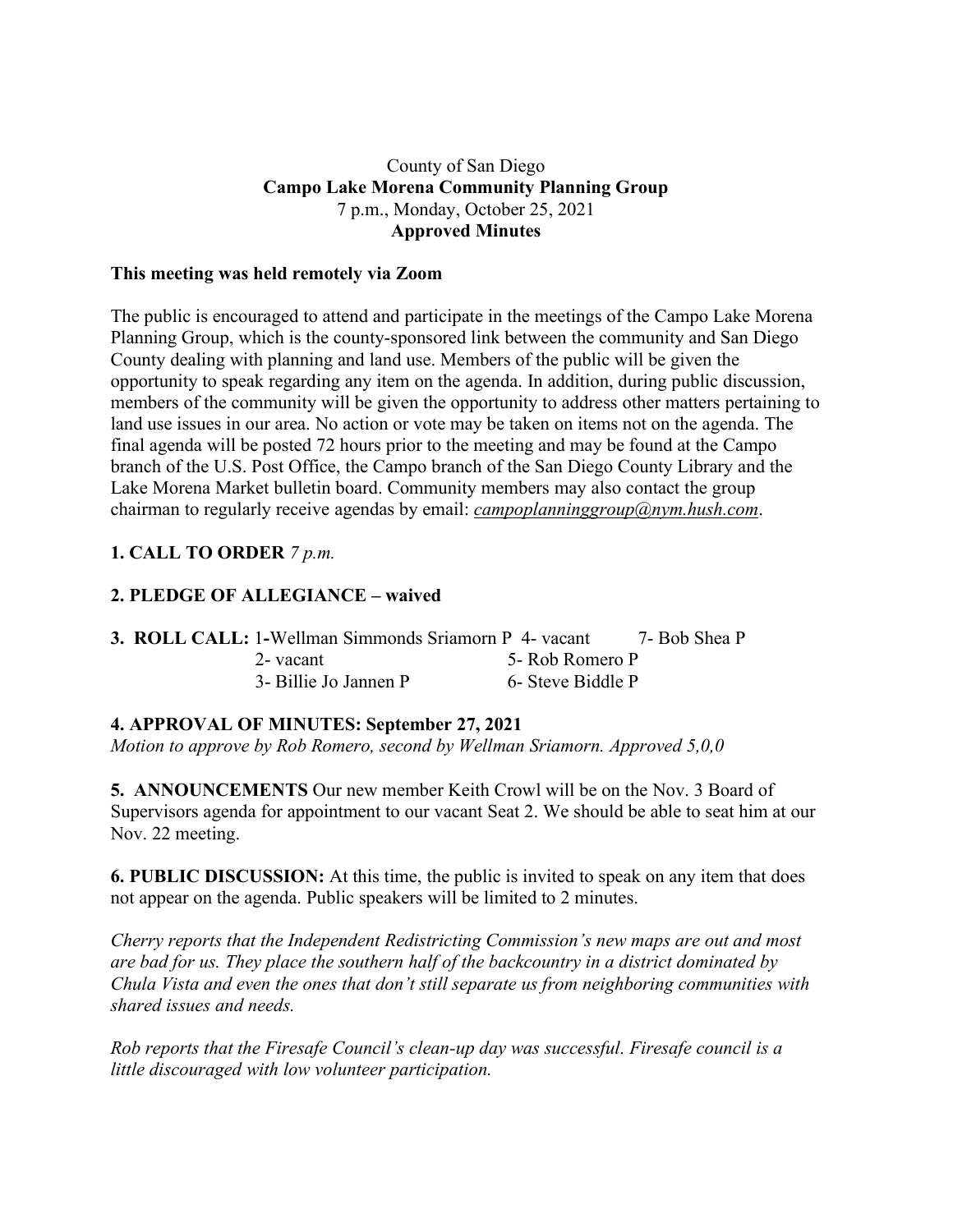County of San Diego
**Campo Lake Morena Community Planning Group**
7 p.m., Monday, October 25, 2021
**Approved Minutes**

**This meeting was held remotely via Zoom**

The public is encouraged to attend and participate in the meetings of the Campo Lake Morena Planning Group, which is the county-sponsored link between the community and San Diego County dealing with planning and land use. Members of the public will be given the opportunity to speak regarding any item on the agenda. In addition, during public discussion, members of the community will be given the opportunity to address other matters pertaining to land use issues in our area. No action or vote may be taken on items not on the agenda. The final agenda will be posted 72 hours prior to the meeting and may be found at the Campo branch of the U.S. Post Office, the Campo branch of the San Diego County Library and the Lake Morena Market bulletin board. Community members may also contact the group chairman to regularly receive agendas by email: *campoplanninggroup@nym.hush.com*.

**1. CALL TO ORDER** *7 p.m.*

**2. PLEDGE OF ALLEGIANCE – waived**

**3. ROLL CALL:** 1-Wellman Simmonds Sriamorn P 4- vacant 7- Bob Shea P
2- vacant 5- Rob Romero P
3- Billie Jo Jannen P 6- Steve Biddle P

**4. APPROVAL OF MINUTES: September 27, 2021**
*Motion to approve by Rob Romero, second by Wellman Sriamorn. Approved 5,0,0*

**5. ANNOUNCEMENTS** Our new member Keith Crowl will be on the Nov. 3 Board of Supervisors agenda for appointment to our vacant Seat 2. We should be able to seat him at our Nov. 22 meeting.

**6. PUBLIC DISCUSSION:** At this time, the public is invited to speak on any item that does not appear on the agenda. Public speakers will be limited to 2 minutes.

*Cherry reports that the Independent Redistricting Commission's new maps are out and most are bad for us. They place the southern half of the backcountry in a district dominated by Chula Vista and even the ones that don't still separate us from neighboring communities with shared issues and needs.*

*Rob reports that the Firesafe Council's clean-up day was successful. Firesafe council is a little discouraged with low volunteer participation.*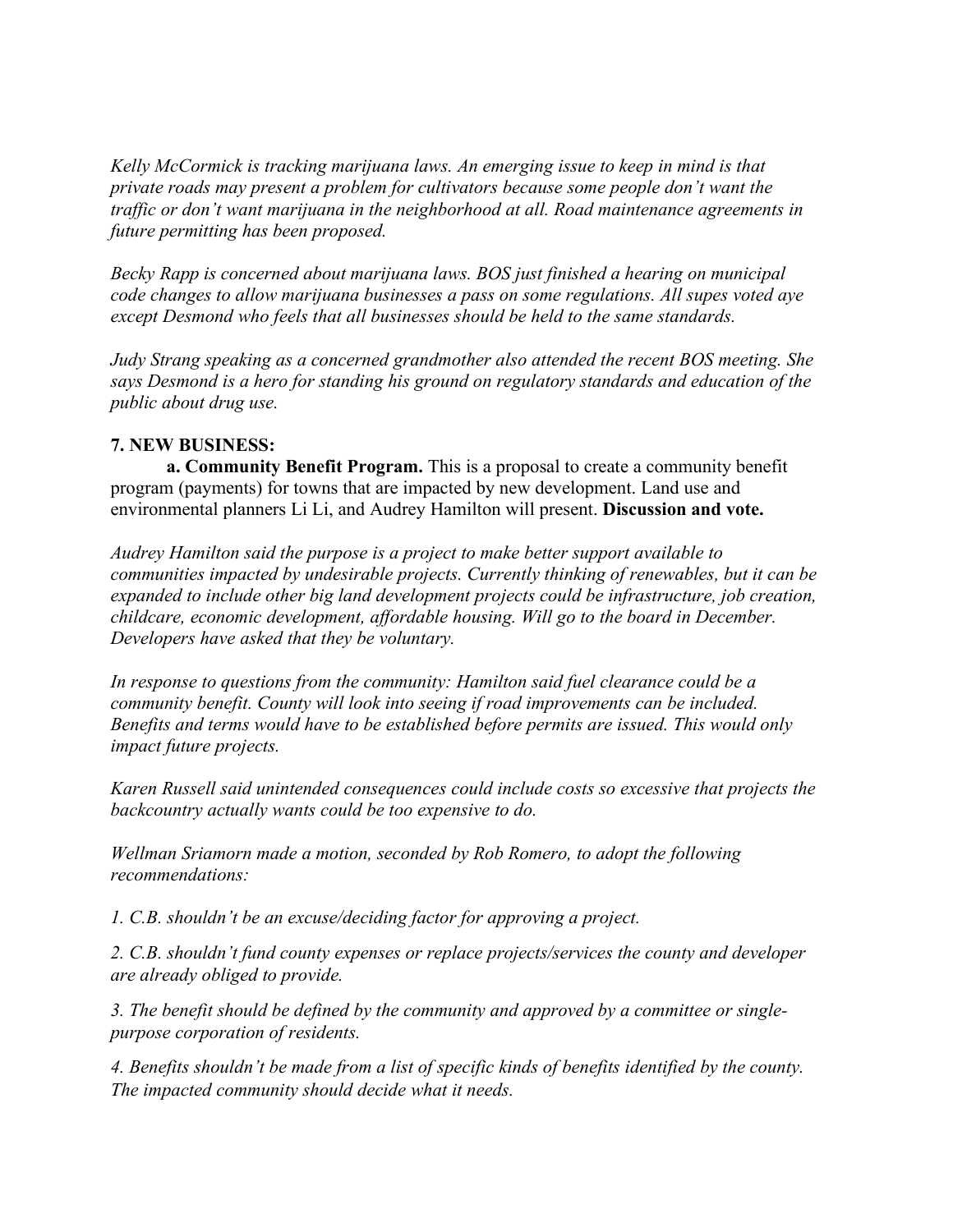*Kelly McCormick is tracking marijuana laws. An emerging issue to keep in mind is that private roads may present a problem for cultivators because some people don't want the traffic or don't want marijuana in the neighborhood at all. Road maintenance agreements in future permitting has been proposed.*

*Becky Rapp is concerned about marijuana laws. BOS just finished a hearing on municipal code changes to allow marijuana businesses a pass on some regulations. All supes voted aye except Desmond who feels that all businesses should be held to the same standards.*

*Judy Strang speaking as a concerned grandmother also attended the recent BOS meeting. She says Desmond is a hero for standing his ground on regulatory standards and education of the public about drug use.*

**7. NEW BUSINESS:**

**a. Community Benefit Program.** This is a proposal to create a community benefit program (payments) for towns that are impacted by new development. Land use and environmental planners Li Li, and Audrey Hamilton will present. **Discussion and vote.**

*Audrey Hamilton said the purpose is a project to make better support available to communities impacted by undesirable projects. Currently thinking of renewables, but it can be expanded to include other big land development projects could be infrastructure, job creation, childcare, economic development, affordable housing. Will go to the board in December. Developers have asked that they be voluntary.*

*In response to questions from the community: Hamilton said fuel clearance could be a community benefit. County will look into seeing if road improvements can be included. Benefits and terms would have to be established before permits are issued. This would only impact future projects.*

*Karen Russell said unintended consequences could include costs so excessive that projects the backcountry actually wants could be too expensive to do.*

*Wellman Sriamorn made a motion, seconded by Rob Romero, to adopt the following recommendations:*

*1. C.B. shouldn't be an excuse/deciding factor for approving a project.*

*2. C.B. shouldn't fund county expenses or replace projects/services the county and developer are already obliged to provide.*

*3. The benefit should be defined by the community and approved by a committee or single-purpose corporation of residents.*

*4. Benefits shouldn't be made from a list of specific kinds of benefits identified by the county. The impacted community should decide what it needs.*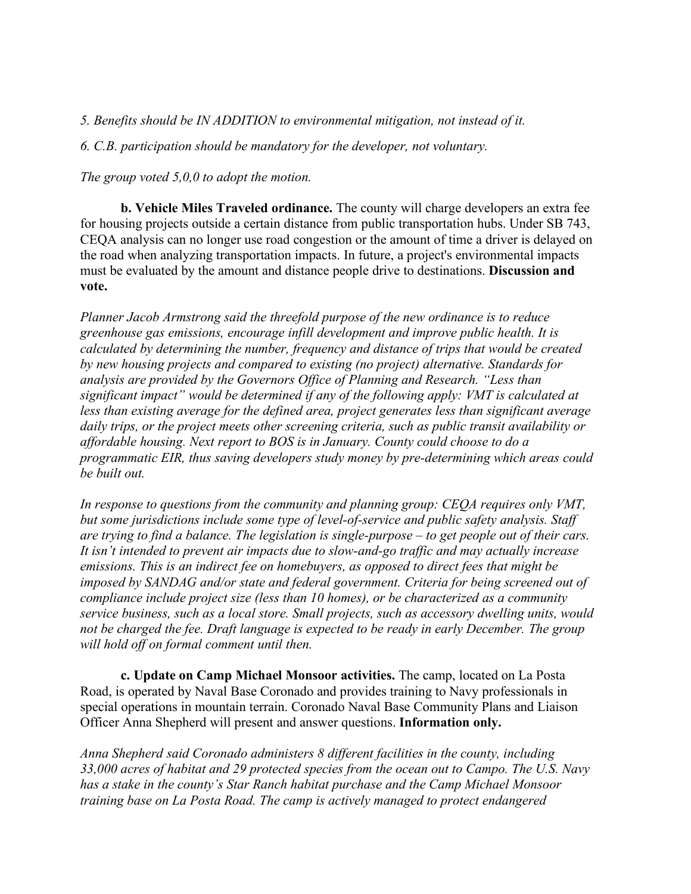*5. Benefits should be IN ADDITION to environmental mitigation, not instead of it.*

*6. C.B. participation should be mandatory for the developer, not voluntary.*

*The group voted 5,0,0 to adopt the motion.*

**b. Vehicle Miles Traveled ordinance.** The county will charge developers an extra fee for housing projects outside a certain distance from public transportation hubs. Under SB 743, CEQA analysis can no longer use road congestion or the amount of time a driver is delayed on the road when analyzing transportation impacts. In future, a project's environmental impacts must be evaluated by the amount and distance people drive to destinations. **Discussion and vote.**

*Planner Jacob Armstrong said the threefold purpose of the new ordinance is to reduce greenhouse gas emissions, encourage infill development and improve public health. It is calculated by determining the number, frequency and distance of trips that would be created by new housing projects and compared to existing (no project) alternative. Standards for analysis are provided by the Governors Office of Planning and Research. "Less than significant impact" would be determined if any of the following apply: VMT is calculated at less than existing average for the defined area, project generates less than significant average daily trips, or the project meets other screening criteria, such as public transit availability or affordable housing. Next report to BOS is in January. County could choose to do a programmatic EIR, thus saving developers study money by pre-determining which areas could be built out.*

*In response to questions from the community and planning group: CEQA requires only VMT, but some jurisdictions include some type of level-of-service and public safety analysis. Staff are trying to find a balance. The legislation is single-purpose – to get people out of their cars. It isn't intended to prevent air impacts due to slow-and-go traffic and may actually increase emissions. This is an indirect fee on homebuyers, as opposed to direct fees that might be imposed by SANDAG and/or state and federal government. Criteria for being screened out of compliance include project size (less than 10 homes), or be characterized as a community service business, such as a local store. Small projects, such as accessory dwelling units, would not be charged the fee. Draft language is expected to be ready in early December. The group will hold off on formal comment until then.*

**c. Update on Camp Michael Monsoor activities.** The camp, located on La Posta Road, is operated by Naval Base Coronado and provides training to Navy professionals in special operations in mountain terrain. Coronado Naval Base Community Plans and Liaison Officer Anna Shepherd will present and answer questions. **Information only.**

*Anna Shepherd said Coronado administers 8 different facilities in the county, including 33,000 acres of habitat and 29 protected species from the ocean out to Campo. The U.S. Navy has a stake in the county's Star Ranch habitat purchase and the Camp Michael Monsoor training base on La Posta Road. The camp is actively managed to protect endangered*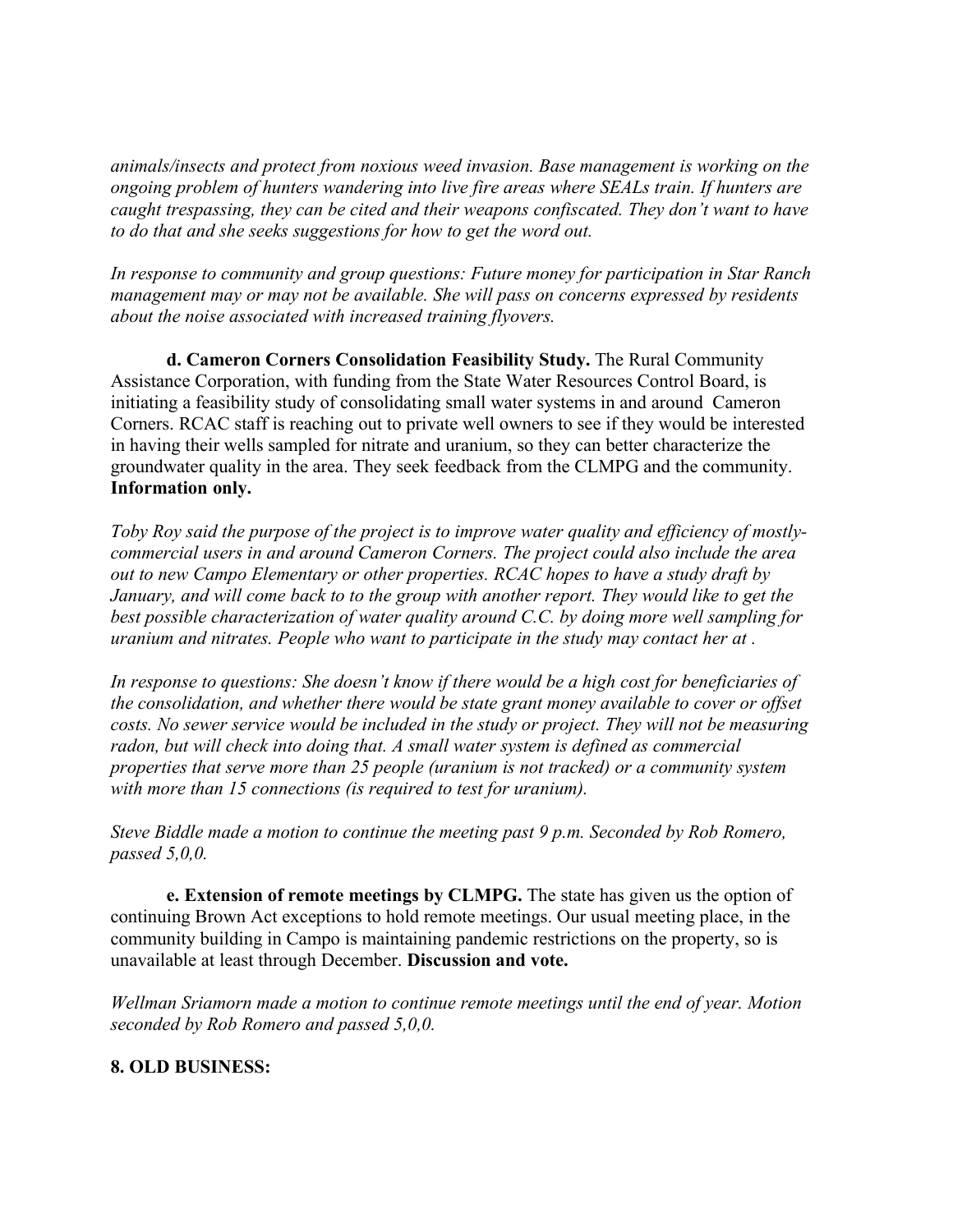*animals/insects and protect from noxious weed invasion. Base management is working on the ongoing problem of hunters wandering into live fire areas where SEALs train. If hunters are caught trespassing, they can be cited and their weapons confiscated. They don't want to have to do that and she seeks suggestions for how to get the word out.*

*In response to community and group questions: Future money for participation in Star Ranch management may or may not be available. She will pass on concerns expressed by residents about the noise associated with increased training flyovers.*

**d. Cameron Corners Consolidation Feasibility Study.** The Rural Community Assistance Corporation, with funding from the State Water Resources Control Board, is initiating a feasibility study of consolidating small water systems in and around Cameron Corners. RCAC staff is reaching out to private well owners to see if they would be interested in having their wells sampled for nitrate and uranium, so they can better characterize the groundwater quality in the area. They seek feedback from the CLMPG and the community. **Information only.**

*Toby Roy said the purpose of the project is to improve water quality and efficiency of mostly-commercial users in and around Cameron Corners. The project could also include the area out to new Campo Elementary or other properties. RCAC hopes to have a study draft by January, and will come back to to the group with another report. They would like to get the best possible characterization of water quality around C.C. by doing more well sampling for uranium and nitrates. People who want to participate in the study may contact her at .*

*In response to questions: She doesn't know if there would be a high cost for beneficiaries of the consolidation, and whether there would be state grant money available to cover or offset costs. No sewer service would be included in the study or project. They will not be measuring radon, but will check into doing that. A small water system is defined as commercial properties that serve more than 25 people (uranium is not tracked) or a community system with more than 15 connections (is required to test for uranium).*

*Steve Biddle made a motion to continue the meeting past 9 p.m. Seconded by Rob Romero, passed 5,0,0.*

**e. Extension of remote meetings by CLMPG.** The state has given us the option of continuing Brown Act exceptions to hold remote meetings. Our usual meeting place, in the community building in Campo is maintaining pandemic restrictions on the property, so is unavailable at least through December. **Discussion and vote.**

*Wellman Sriamorn made a motion to continue remote meetings until the end of year. Motion seconded by Rob Romero and passed 5,0,0.*

## 8. OLD BUSINESS: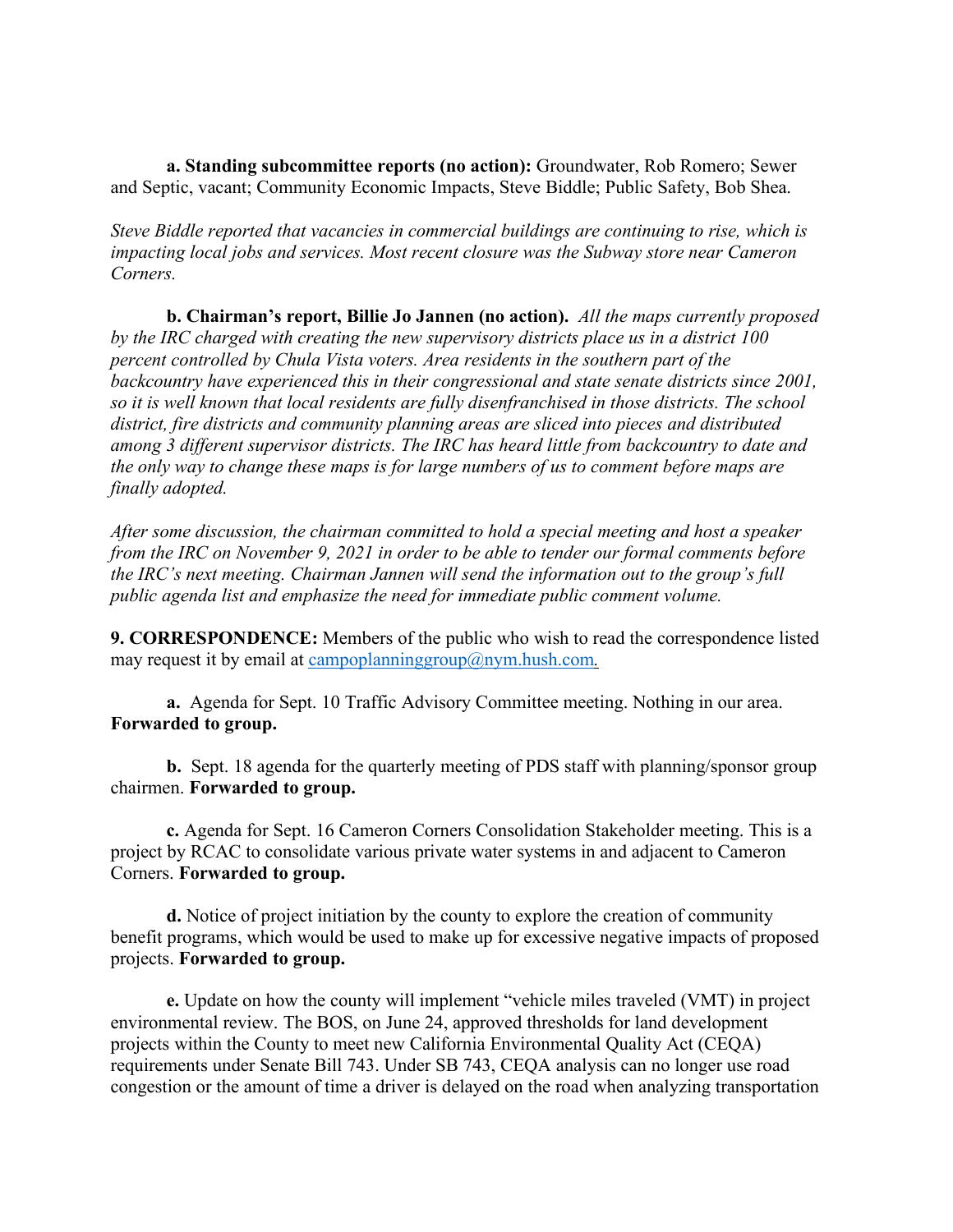**a. Standing subcommittee reports (no action):** Groundwater, Rob Romero; Sewer and Septic, vacant; Community Economic Impacts, Steve Biddle; Public Safety, Bob Shea.

*Steve Biddle reported that vacancies in commercial buildings are continuing to rise, which is impacting local jobs and services. Most recent closure was the Subway store near Cameron Corners.*

**b. Chairman's report, Billie Jo Jannen (no action).** *All the maps currently proposed by the IRC charged with creating the new supervisory districts place us in a district 100 percent controlled by Chula Vista voters. Area residents in the southern part of the backcountry have experienced this in their congressional and state senate districts since 2001, so it is well known that local residents are fully disenfranchised in those districts. The school district, fire districts and community planning areas are sliced into pieces and distributed among 3 different supervisor districts. The IRC has heard little from backcountry to date and the only way to change these maps is for large numbers of us to comment before maps are finally adopted.*

*After some discussion, the chairman committed to hold a special meeting and host a speaker from the IRC on November 9, 2021 in order to be able to tender our formal comments before the IRC's next meeting. Chairman Jannen will send the information out to the group's full public agenda list and emphasize the need for immediate public comment volume.*

**9. CORRESPONDENCE:** Members of the public who wish to read the correspondence listed may request it by email at campoplanninggroup@nym.hush.com.

**a.** Agenda for Sept. 10 Traffic Advisory Committee meeting. Nothing in our area. **Forwarded to group.**

**b.** Sept. 18 agenda for the quarterly meeting of PDS staff with planning/sponsor group chairmen. **Forwarded to group.**

**c.** Agenda for Sept. 16 Cameron Corners Consolidation Stakeholder meeting. This is a project by RCAC to consolidate various private water systems in and adjacent to Cameron Corners. **Forwarded to group.**

**d.** Notice of project initiation by the county to explore the creation of community benefit programs, which would be used to make up for excessive negative impacts of proposed projects. **Forwarded to group.**

**e.** Update on how the county will implement "vehicle miles traveled (VMT) in project environmental review. The BOS, on June 24, approved thresholds for land development projects within the County to meet new California Environmental Quality Act (CEQA) requirements under Senate Bill 743. Under SB 743, CEQA analysis can no longer use road congestion or the amount of time a driver is delayed on the road when analyzing transportation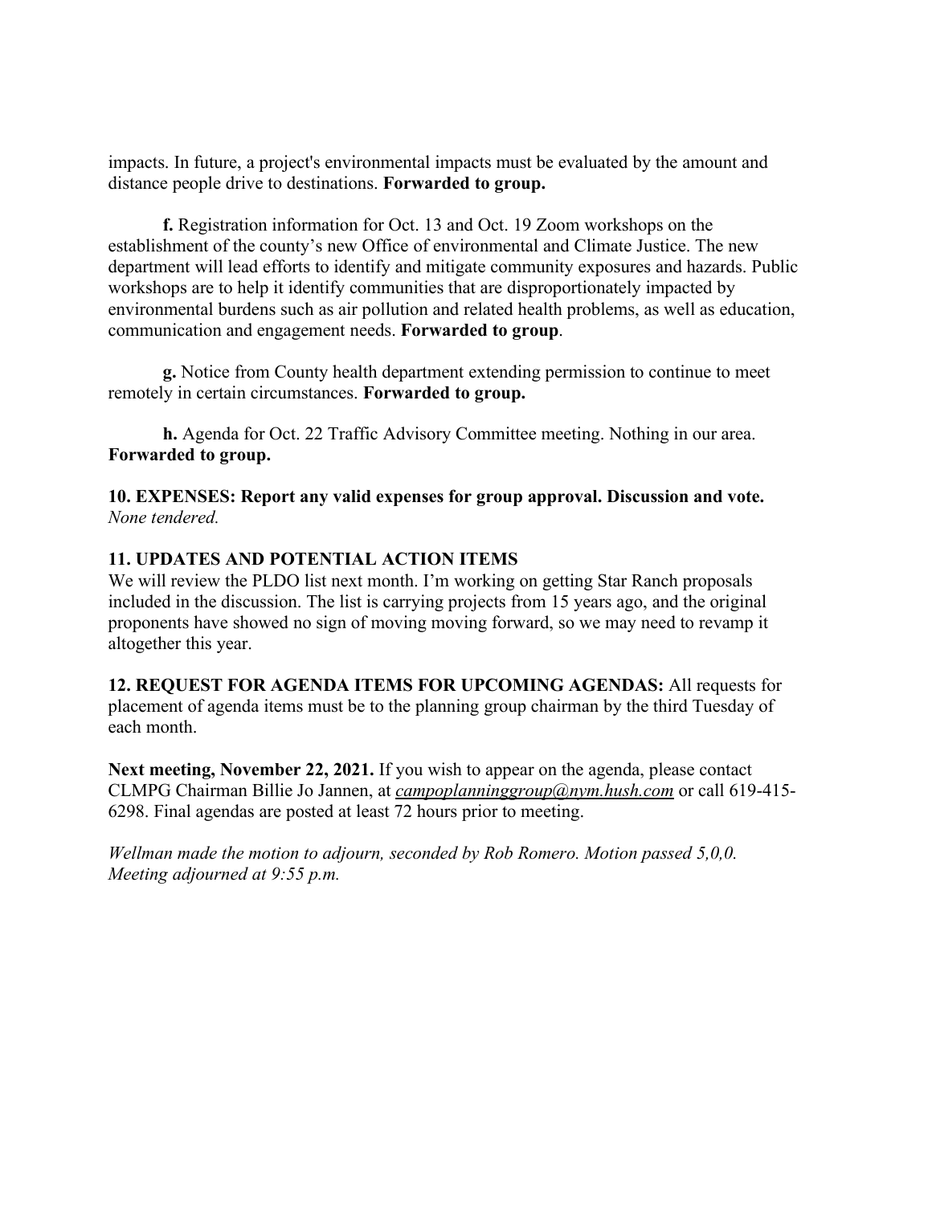impacts. In future, a project's environmental impacts must be evaluated by the amount and distance people drive to destinations. **Forwarded to group.**

**f.** Registration information for Oct. 13 and Oct. 19 Zoom workshops on the establishment of the county's new Office of environmental and Climate Justice. The new department will lead efforts to identify and mitigate community exposures and hazards. Public workshops are to help it identify communities that are disproportionately impacted by environmental burdens such as air pollution and related health problems, as well as education, communication and engagement needs. **Forwarded to group**.

**g.** Notice from County health department extending permission to continue to meet remotely in certain circumstances. **Forwarded to group.**

**h.** Agenda for Oct. 22 Traffic Advisory Committee meeting. Nothing in our area. **Forwarded to group.**

**10. EXPENSES: Report any valid expenses for group approval. Discussion and vote.**
*None tendered.*

**11. UPDATES AND POTENTIAL ACTION ITEMS**
We will review the PLDO list next month. I'm working on getting Star Ranch proposals included in the discussion. The list is carrying projects from 15 years ago, and the original proponents have showed no sign of moving moving forward, so we may need to revamp it altogether this year.

**12. REQUEST FOR AGENDA ITEMS FOR UPCOMING AGENDAS:** All requests for placement of agenda items must be to the planning group chairman by the third Tuesday of each month.

**Next meeting, November 22, 2021.** If you wish to appear on the agenda, please contact CLMPG Chairman Billie Jo Jannen, at *campoplanninggroup@nym.hush.com* or call 619-415-6298. Final agendas are posted at least 72 hours prior to meeting.

*Wellman made the motion to adjourn, seconded by Rob Romero. Motion passed 5,0,0. Meeting adjourned at 9:55 p.m.*